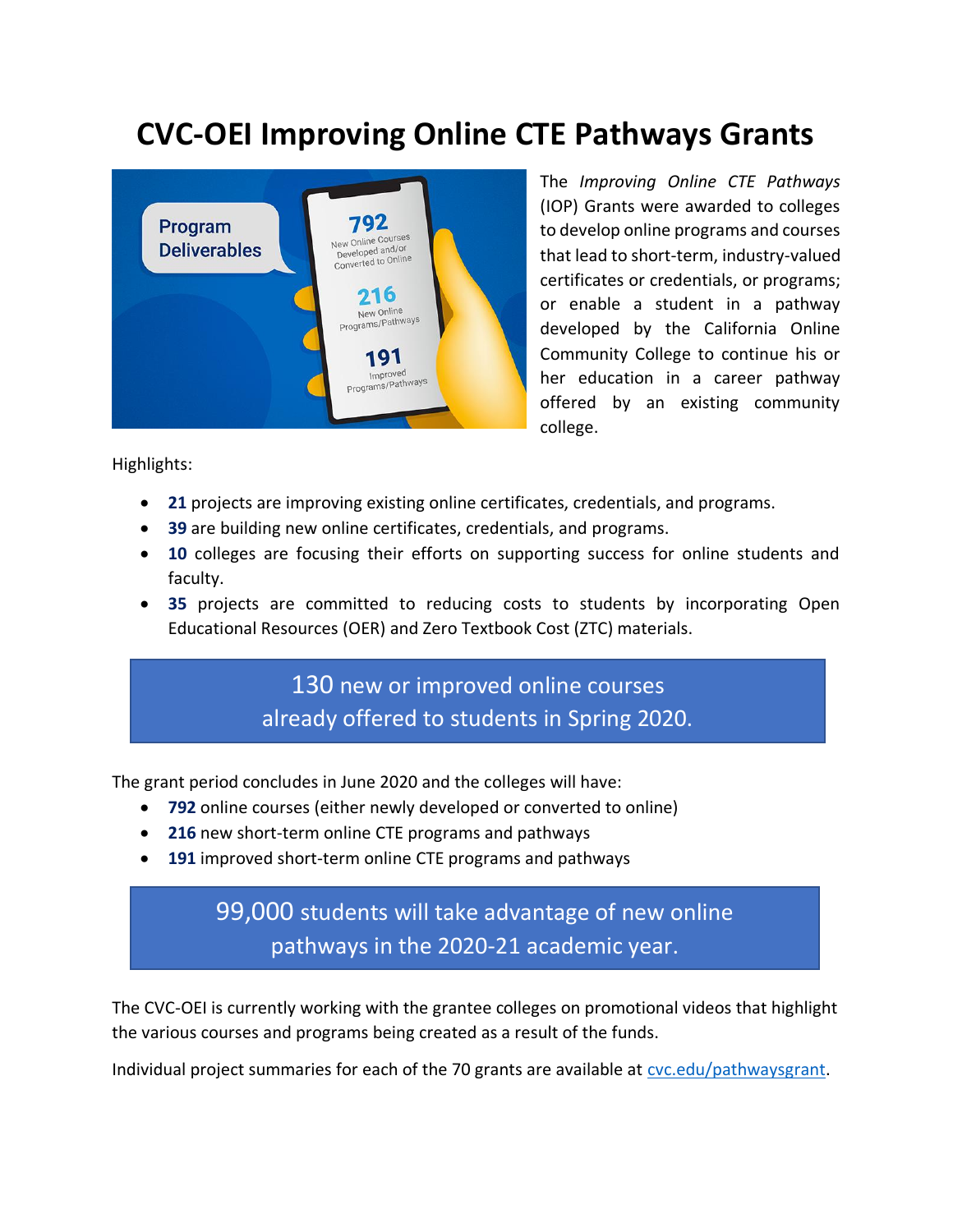# CVC-OEI Improving Online CTE Pathways Grants

The *Improving Online CTE Pathways* (IOP) Grants were awarded to colleges to develop online programs and courses that lead to short-term, industry-valued certificates or credentials, or programs; or enable a student in a pathway developed by the California Online Community College to continue his or her education in a career pathway offered by an existing community college.

Highlights:

- **21** projects are improving existing online certificates, credentials, and programs.
- **39** are building new online certificates, credentials, and programs.
- **10** colleges are focusing their efforts on supporting success for online students and faculty.
- **35** projects are committed to reducing costs to students by incorporating Open Educational Resources (OER) and Zero Textbook Cost (ZTC) materials.

> 130 new or improved online courses already offered to students in Spring 2020.

The grant period concludes in June 2020 and the colleges will have:

- **792** online courses (either newly developed or converted to online)
- **216** new short-term online CTE programs and pathways
- **191** improved short-term online CTE programs and pathways

> 99,000 students will take advantage of new online pathways in the 2020-21 academic year.

The CVC-OEI is currently working with the grantee colleges on promotional videos that highlight the various courses and programs being created as a result of the funds.

Individual project summaries for each of the 70 grants are available at [cvc.edu/pathwaysgrant](cvc.edu/pathwaysgrant).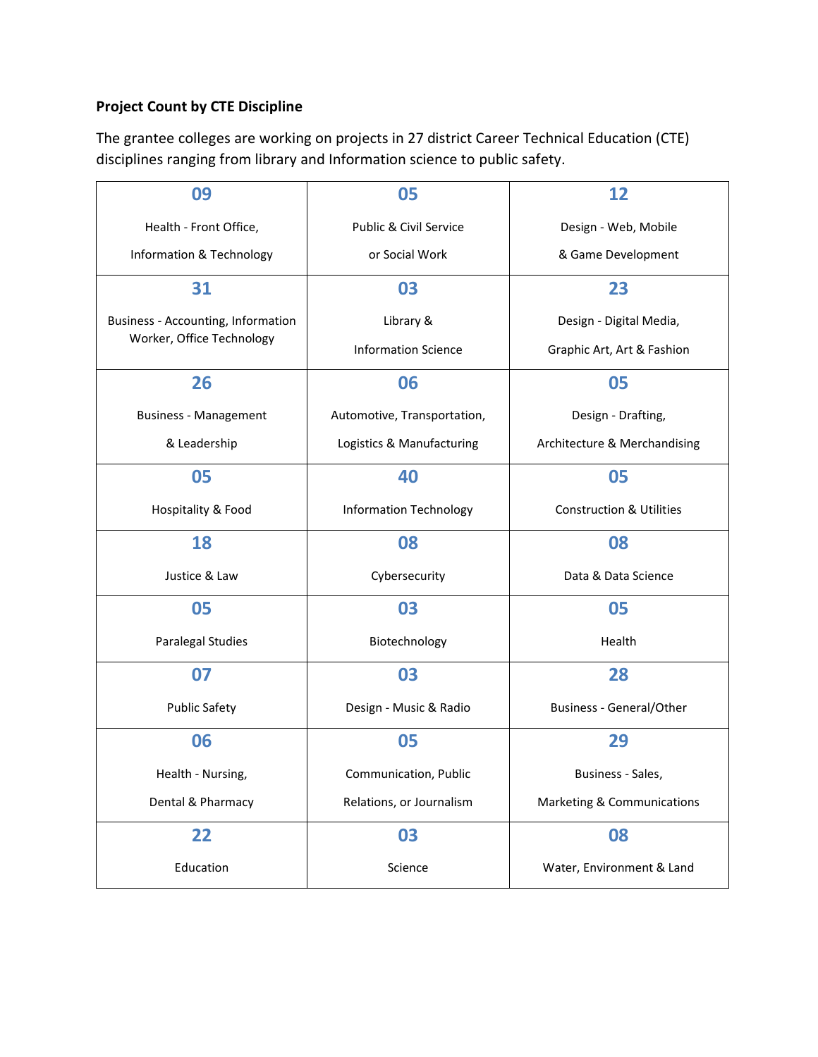**Project Count by CTE Discipline**

The grantee colleges are working on projects in 27 district Career Technical Education (CTE) disciplines ranging from library and Information science to public safety.

| | | |
|---|---|---|
| **09** Health - Front Office, Information & Technology | **05** Public & Civil Service or Social Work | **12** Design - Web, Mobile & Game Development |
| **31** Business - Accounting, Information Worker, Office Technology | **03** Library & Information Science | **23** Design - Digital Media, Graphic Art, Art & Fashion |
| **26** Business - Management & Leadership | **06** Automotive, Transportation, Logistics & Manufacturing | **05** Design - Drafting, Architecture & Merchandising |
| **05** Hospitality & Food | **40** Information Technology | **05** Construction & Utilities |
| **18** Justice & Law | **08** Cybersecurity | **08** Data & Data Science |
| **05** Paralegal Studies | **03** Biotechnology | **05** Health |
| **07** Public Safety | **03** Design - Music & Radio | **28** Business - General/Other |
| **06** Health - Nursing, Dental & Pharmacy | **05** Communication, Public Relations, or Journalism | **29** Business - Sales, Marketing & Communications |
| **22** Education | **03** Science | **08** Water, Environment & Land |